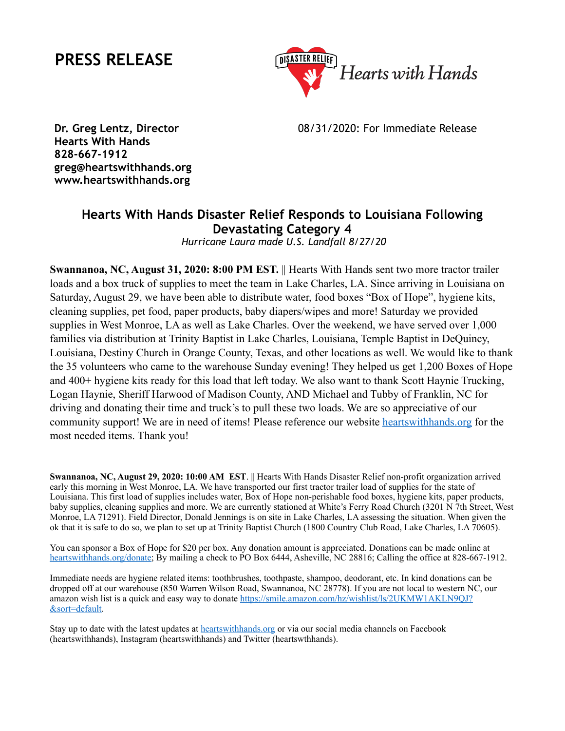# PRESS RELEASE

DISASTER RELIEF Hearts with Hands

**Dr. Greg Lentz, Director**
**Hearts With Hands**
**828-667-1912**
**greg@heartswithhands.org**
**www.heartswithhands.org**

08/31/2020: For Immediate Release

## Hearts With Hands Disaster Relief Responds to Louisiana Following Devastating Category 4

*Hurricane Laura made U.S. Landfall 8/27/20*

**Swannanoa, NC, August 31, 2020: 8:00 PM EST.** || Hearts With Hands sent two more tractor trailer loads and a box truck of supplies to meet the team in Lake Charles, LA. Since arriving in Louisiana on Saturday, August 29, we have been able to distribute water, food boxes "Box of Hope", hygiene kits, cleaning supplies, pet food, paper products, baby diapers/wipes and more! Saturday we provided supplies in West Monroe, LA as well as Lake Charles. Over the weekend, we have served over 1,000 families via distribution at Trinity Baptist in Lake Charles, Louisiana, Temple Baptist in DeQuincy, Louisiana, Destiny Church in Orange County, Texas, and other locations as well. We would like to thank the 35 volunteers who came to the warehouse Sunday evening! They helped us get 1,200 Boxes of Hope and 400+ hygiene kits ready for this load that left today. We also want to thank Scott Haynie Trucking, Logan Haynie, Sheriff Harwood of Madison County, AND Michael and Tubby of Franklin, NC for driving and donating their time and truck's to pull these two loads. We are so appreciative of our community support! We are in need of items! Please reference our website [heartswithhands.org](heartswithhands.org) for the most needed items. Thank you!

**Swannanoa, NC, August 29, 2020: 10:00 AM EST**. || Hearts With Hands Disaster Relief non-profit organization arrived early this morning in West Monroe, LA. We have transported our first tractor trailer load of supplies for the state of Louisiana. This first load of supplies includes water, Box of Hope non-perishable food boxes, hygiene kits, paper products, baby supplies, cleaning supplies and more. We are currently stationed at White's Ferry Road Church (3201 N 7th Street, West Monroe, LA 71291). Field Director, Donald Jennings is on site in Lake Charles, LA assessing the situation. When given the ok that it is safe to do so, we plan to set up at Trinity Baptist Church (1800 Country Club Road, Lake Charles, LA 70605).

You can sponsor a Box of Hope for $20 per box. Any donation amount is appreciated. Donations can be made online at [heartswithhands.org/donate](heartswithhands.org/donate); By mailing a check to PO Box 6444, Asheville, NC 28816; Calling the office at 828-667-1912.

Immediate needs are hygiene related items: toothbrushes, toothpaste, shampoo, deodorant, etc. In kind donations can be dropped off at our warehouse (850 Warren Wilson Road, Swannanoa, NC 28778). If you are not local to western NC, our amazon wish list is a quick and easy way to donate [https://smile.amazon.com/hz/wishlist/ls/2UKMW1AKLN9QJ?&sort=default](https://smile.amazon.com/hz/wishlist/ls/2UKMW1AKLN9QJ?&sort=default).

Stay up to date with the latest updates at [heartswithhands.org](heartswithhands.org) or via our social media channels on Facebook (heartswithhands), Instagram (heartswithhands) and Twitter (heartswthhands).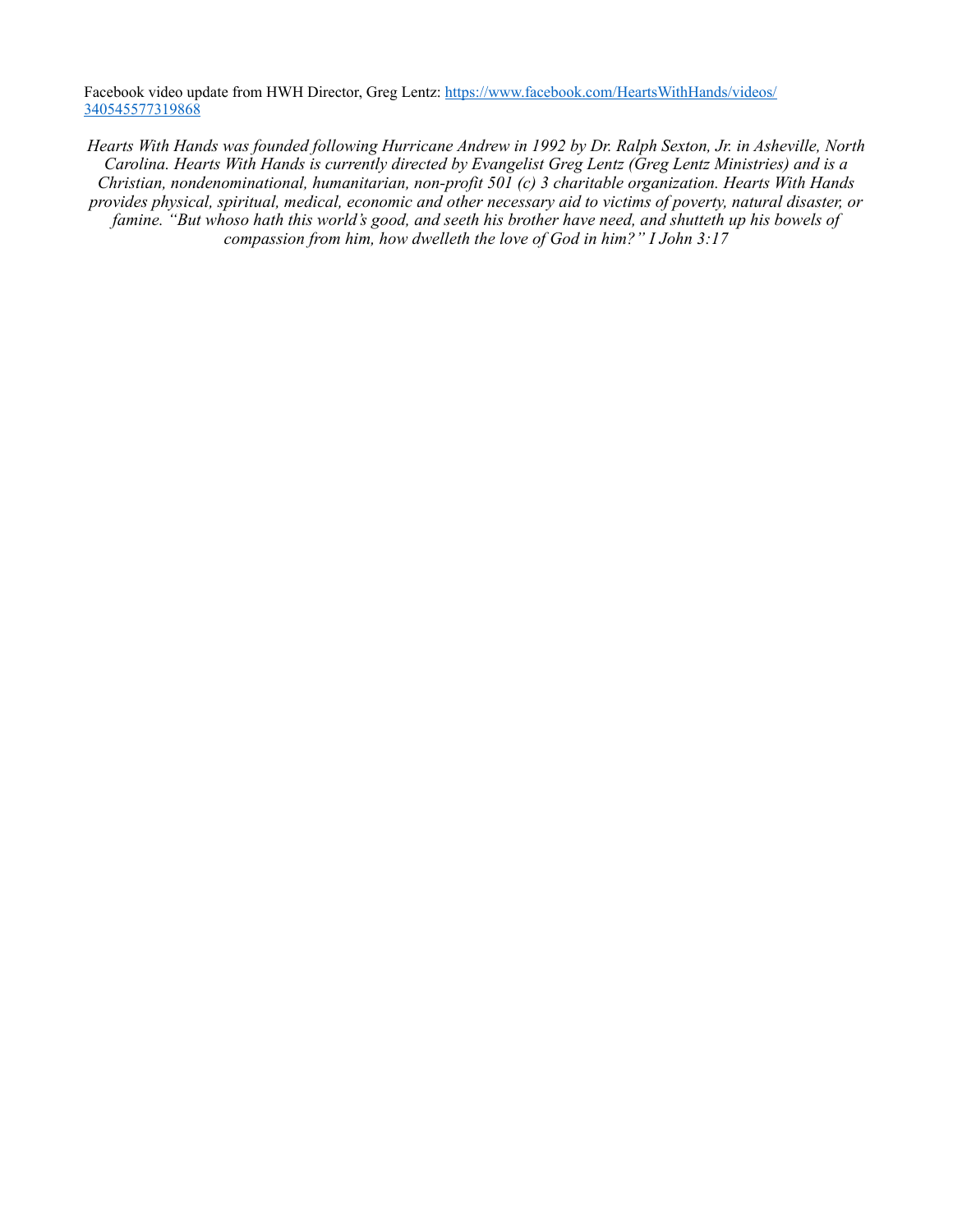Facebook video update from HWH Director, Greg Lentz: [https://www.facebook.com/HeartsWithHands/videos/340545577319868](https://www.facebook.com/HeartsWithHands/videos/340545577319868)

*Hearts With Hands was founded following Hurricane Andrew in 1992 by Dr. Ralph Sexton, Jr. in Asheville, North Carolina. Hearts With Hands is currently directed by Evangelist Greg Lentz (Greg Lentz Ministries) and is a Christian, nondenominational, humanitarian, non-profit 501 (c) 3 charitable organization. Hearts With Hands provides physical, spiritual, medical, economic and other necessary aid to victims of poverty, natural disaster, or famine. "But whoso hath this world's good, and seeth his brother have need, and shutteth up his bowels of compassion from him, how dwelleth the love of God in him?" I John 3:17*